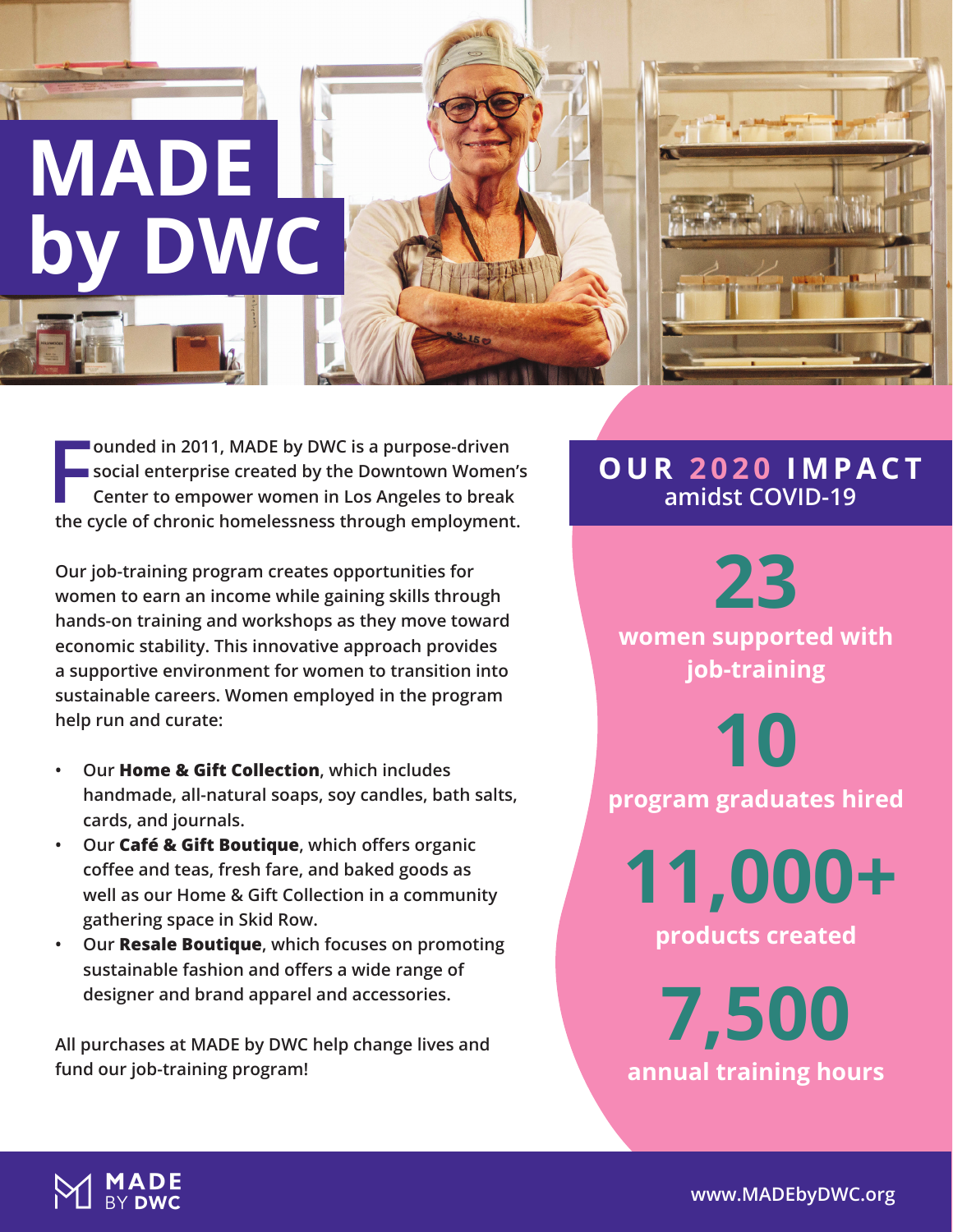# MADE by DWC

Founded in 2011, MADE by DWC is a purpose-driven social enterprise created by the Downtown Women's Center to empower women in Los Angeles to break the cycle of chronic homelessness through employment.

Our job-training program creates opportunities for women to earn an income while gaining skills through hands-on training and workshops as they move toward economic stability. This innovative approach provides a supportive environment for women to transition into sustainable careers. Women employed in the program help run and curate:

- Our **Home & Gift Collection**, which includes handmade, all-natural soaps, soy candles, bath salts, cards, and journals.
- Our **Café & Gift Boutique**, which offers organic coffee and teas, fresh fare, and baked goods as well as our Home & Gift Collection in a community gathering space in Skid Row.
- Our **Resale Boutique**, which focuses on promoting sustainable fashion and offers a wide range of designer and brand apparel and accessories.

All purchases at MADE by DWC help change lives and fund our job-training program!

## OUR 2020 IMPACT amidst COVID-19

**23**
women supported with job-training

**10**
program graduates hired

**11,000+**
products created

**7,500**
annual training hours

MADE BY DWC

www.MADEbyDWC.org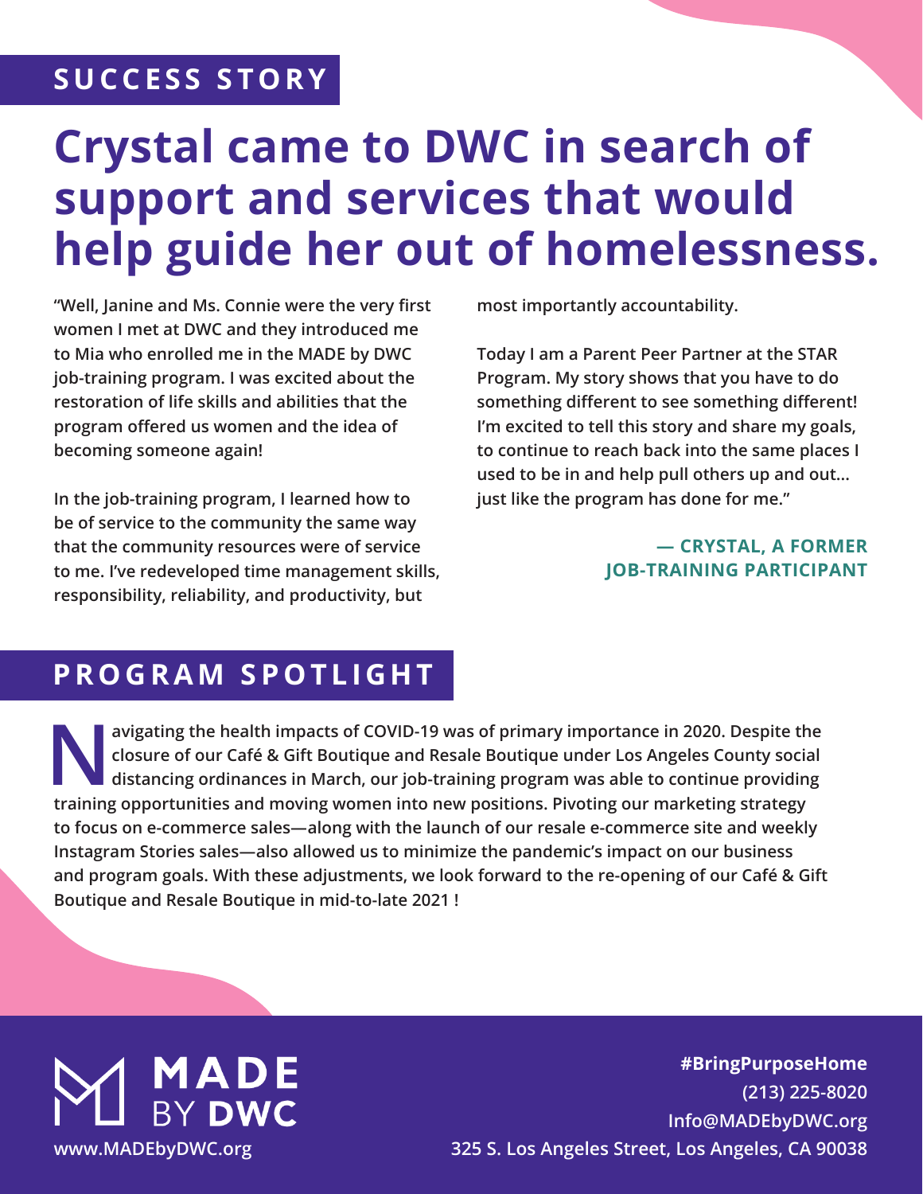## SUCCESS STORY

# Crystal came to DWC in search of support and services that would help guide her out of homelessness.

**"Well, Janine and Ms. Connie were the very first women I met at DWC and they introduced me to Mia who enrolled me in the MADE by DWC job-training program. I was excited about the restoration of life skills and abilities that the program offered us women and the idea of becoming someone again!**

**In the job-training program, I learned how to be of service to the community the same way that the community resources were of service to me. I've redeveloped time management skills, responsibility, reliability, and productivity, but most importantly accountability.**

**Today I am a Parent Peer Partner at the STAR Program. My story shows that you have to do something different to see something different! I'm excited to tell this story and share my goals, to continue to reach back into the same places I used to be in and help pull others up and out... just like the program has done for me."**

**— CRYSTAL, A FORMER JOB-TRAINING PARTICIPANT**

## PROGRAM SPOTLIGHT

**Navigating the health impacts of COVID-19 was of primary importance in 2020. Despite the closure of our Café & Gift Boutique and Resale Boutique under Los Angeles County social distancing ordinances in March, our job-training program was able to continue providing training opportunities and moving women into new positions. Pivoting our marketing strategy to focus on e-commerce sales—along with the launch of our resale e-commerce site and weekly Instagram Stories sales—also allowed us to minimize the pandemic's impact on our business and program goals. With these adjustments, we look forward to the re-opening of our Café & Gift Boutique and Resale Boutique in mid-to-late 2021 !**

MADE BY DWC

www.MADEbyDWC.org

#BringPurposeHome
(213) 225-8020
Info@MADEbyDWC.org
325 S. Los Angeles Street, Los Angeles, CA 90038